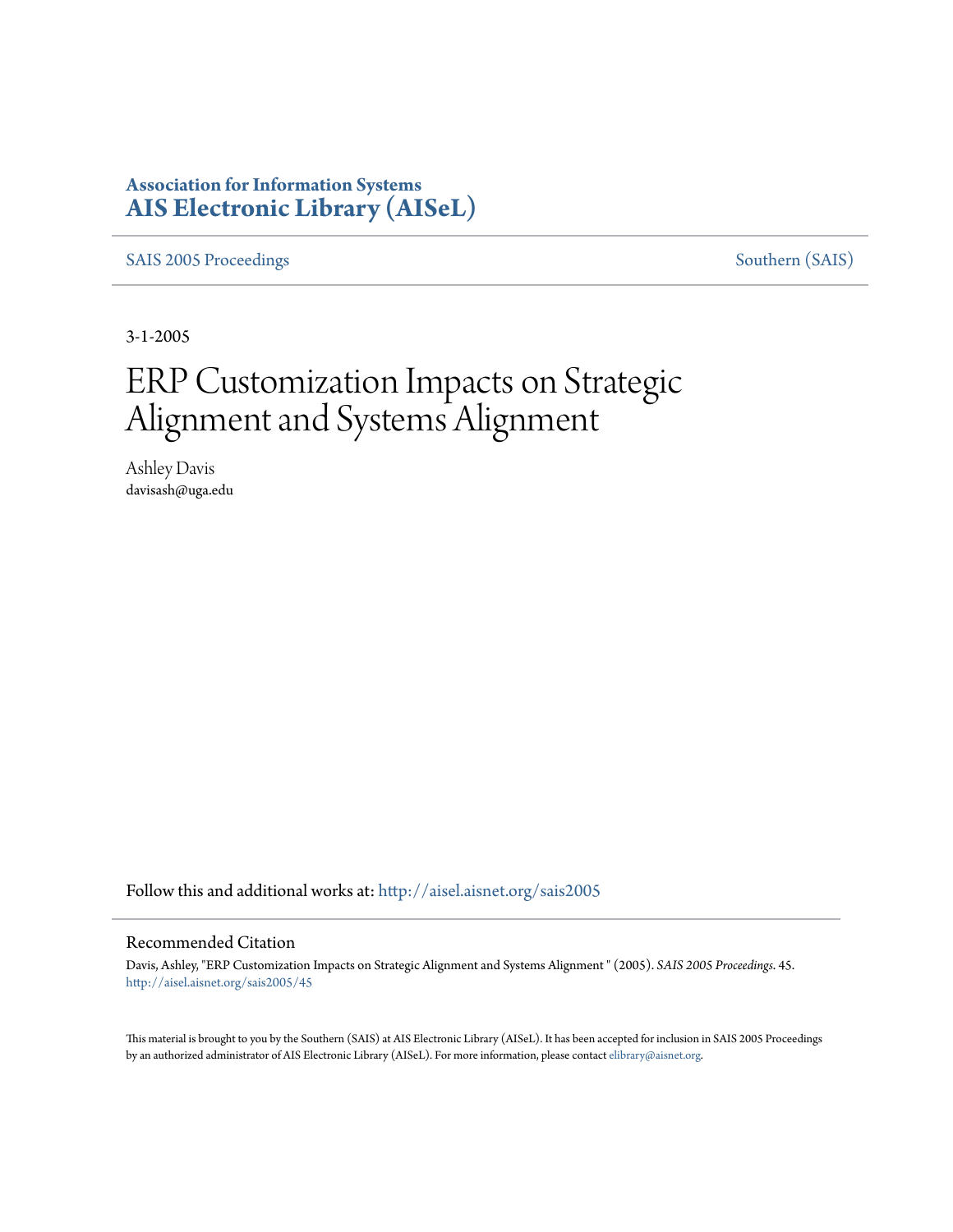**Association for Information Systems**
**AIS Electronic Library (AISeL)**

SAS 2005 Proceedings Southern (SAIS)

3-1-2005

# ERP Customization Impacts on Strategic Alignment and Systems Alignment

Ashley Davis
davisash@uga.edu

Follow this and additional works at: http://aisel.aisnet.org/sais2005

## Recommended Citation

Davis, Ashley, "ERP Customization Impacts on Strategic Alignment and Systems Alignment " (2005). *SAIS 2005 Proceedings*. 45.
http://aisel.aisnet.org/sais2005/45

This material is brought to you by the Southern (SAIS) at AIS Electronic Library (AISeL). It has been accepted for inclusion in SAIS 2005 Proceedings by an authorized administrator of AIS Electronic Library (AISeL). For more information, please contact elibrary@aisnet.org.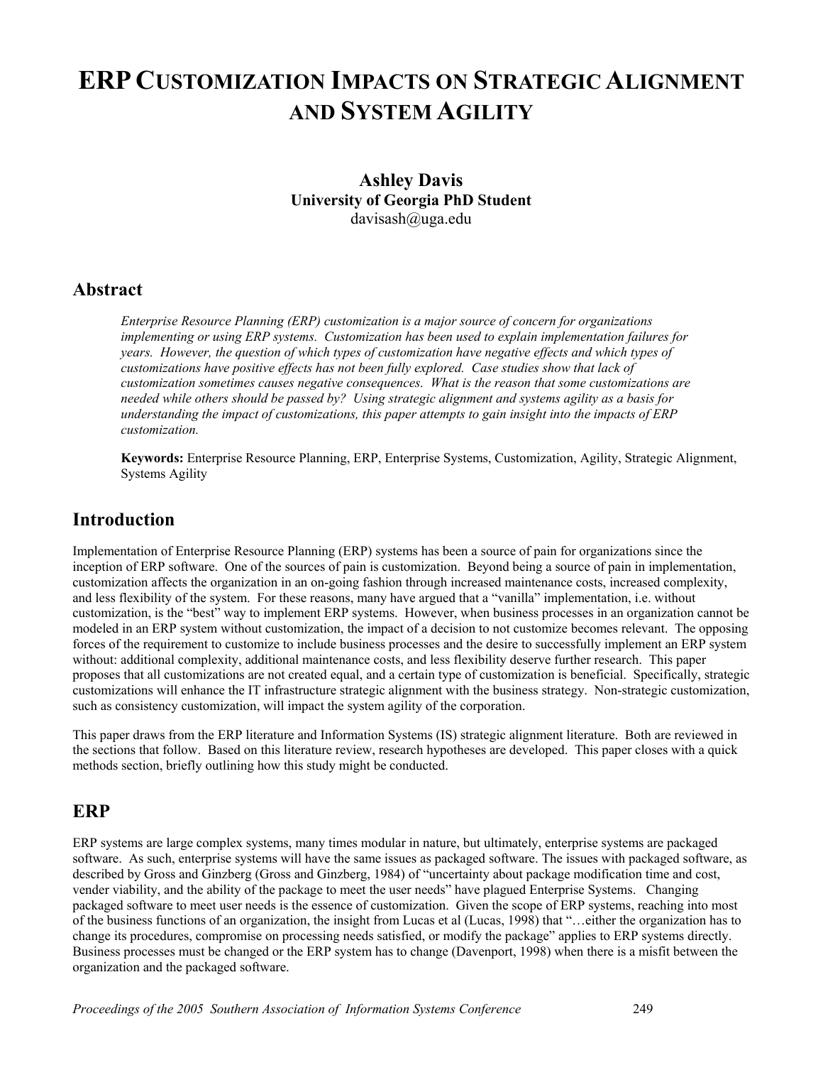# ERP CUSTOMIZATION IMPACTS ON STRATEGIC ALIGNMENT AND SYSTEM AGILITY

**Ashley Davis**
**University of Georgia PhD Student**
davisash@uga.edu

## Abstract

*Enterprise Resource Planning (ERP) customization is a major source of concern for organizations implementing or using ERP systems. Customization has been used to explain implementation failures for years. However, the question of which types of customization have negative effects and which types of customizations have positive effects has not been fully explored. Case studies show that lack of customization sometimes causes negative consequences. What is the reason that some customizations are needed while others should be passed by? Using strategic alignment and systems agility as a basis for understanding the impact of customizations, this paper attempts to gain insight into the impacts of ERP customization.*

**Keywords:** Enterprise Resource Planning, ERP, Enterprise Systems, Customization, Agility, Strategic Alignment, Systems Agility

## Introduction

Implementation of Enterprise Resource Planning (ERP) systems has been a source of pain for organizations since the inception of ERP software. One of the sources of pain is customization. Beyond being a source of pain in implementation, customization affects the organization in an on-going fashion through increased maintenance costs, increased complexity, and less flexibility of the system. For these reasons, many have argued that a "vanilla" implementation, i.e. without customization, is the "best" way to implement ERP systems. However, when business processes in an organization cannot be modeled in an ERP system without customization, the impact of a decision to not customize becomes relevant. The opposing forces of the requirement to customize to include business processes and the desire to successfully implement an ERP system without: additional complexity, additional maintenance costs, and less flexibility deserve further research. This paper proposes that all customizations are not created equal, and a certain type of customization is beneficial. Specifically, strategic customizations will enhance the IT infrastructure strategic alignment with the business strategy. Non-strategic customization, such as consistency customization, will impact the system agility of the corporation.

This paper draws from the ERP literature and Information Systems (IS) strategic alignment literature. Both are reviewed in the sections that follow. Based on this literature review, research hypotheses are developed. This paper closes with a quick methods section, briefly outlining how this study might be conducted.

## ERP

ERP systems are large complex systems, many times modular in nature, but ultimately, enterprise systems are packaged software. As such, enterprise systems will have the same issues as packaged software. The issues with packaged software, as described by Gross and Ginzberg (Gross and Ginzberg, 1984) of "uncertainty about package modification time and cost, vender viability, and the ability of the package to meet the user needs" have plagued Enterprise Systems. Changing packaged software to meet user needs is the essence of customization. Given the scope of ERP systems, reaching into most of the business functions of an organization, the insight from Lucas et al (Lucas, 1998) that "…either the organization has to change its procedures, compromise on processing needs satisfied, or modify the package" applies to ERP systems directly. Business processes must be changed or the ERP system has to change (Davenport, 1998) when there is a misfit between the organization and the packaged software.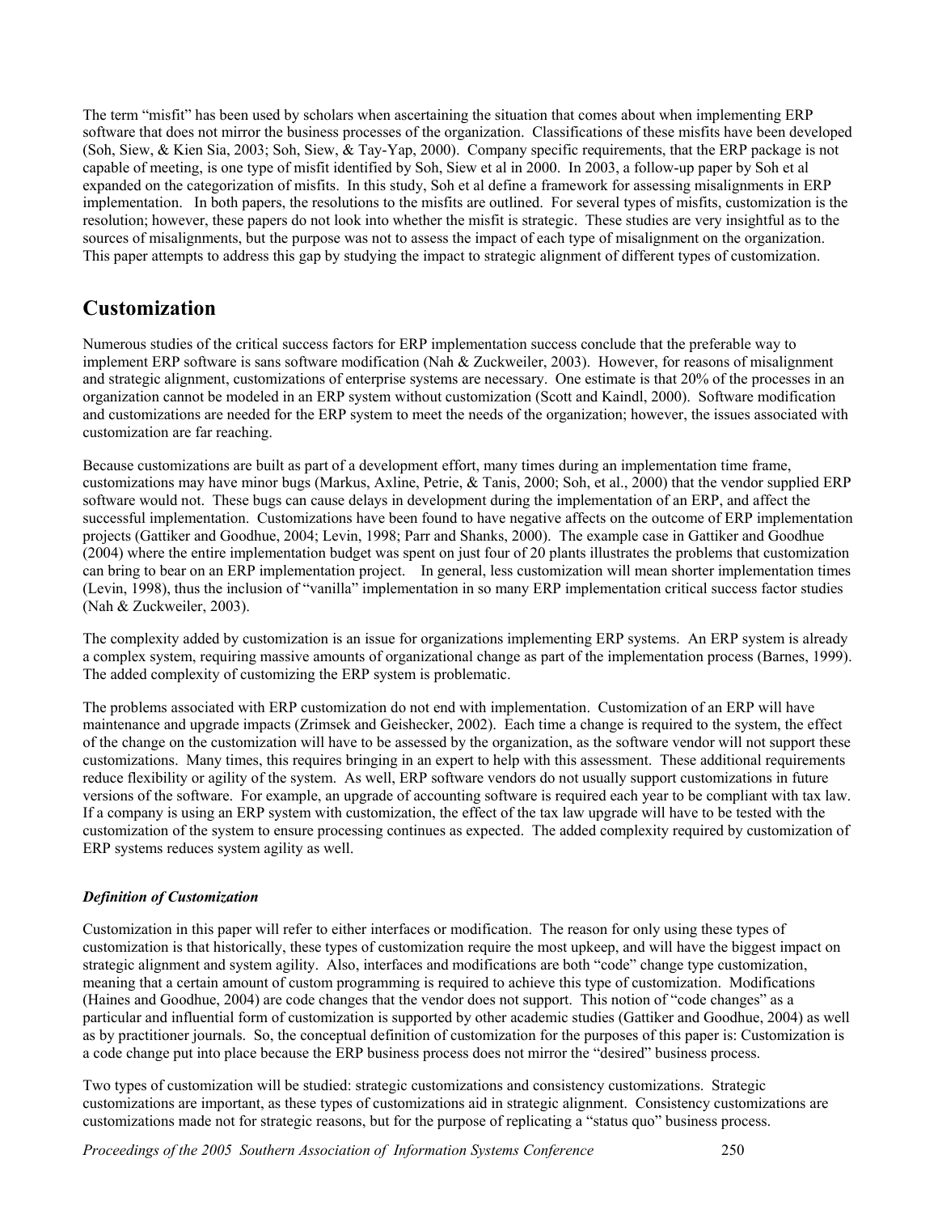The term "misfit" has been used by scholars when ascertaining the situation that comes about when implementing ERP software that does not mirror the business processes of the organization. Classifications of these misfits have been developed (Soh, Siew, & Kien Sia, 2003; Soh, Siew, & Tay-Yap, 2000). Company specific requirements, that the ERP package is not capable of meeting, is one type of misfit identified by Soh, Siew et al in 2000. In 2003, a follow-up paper by Soh et al expanded on the categorization of misfits. In this study, Soh et al define a framework for assessing misalignments in ERP implementation. In both papers, the resolutions to the misfits are outlined. For several types of misfits, customization is the resolution; however, these papers do not look into whether the misfit is strategic. These studies are very insightful as to the sources of misalignments, but the purpose was not to assess the impact of each type of misalignment on the organization. This paper attempts to address this gap by studying the impact to strategic alignment of different types of customization.

## Customization

Numerous studies of the critical success factors for ERP implementation success conclude that the preferable way to implement ERP software is sans software modification (Nah & Zuckweiler, 2003). However, for reasons of misalignment and strategic alignment, customizations of enterprise systems are necessary. One estimate is that 20% of the processes in an organization cannot be modeled in an ERP system without customization (Scott and Kaindl, 2000). Software modification and customizations are needed for the ERP system to meet the needs of the organization; however, the issues associated with customization are far reaching.

Because customizations are built as part of a development effort, many times during an implementation time frame, customizations may have minor bugs (Markus, Axline, Petrie, & Tanis, 2000; Soh, et al., 2000) that the vendor supplied ERP software would not. These bugs can cause delays in development during the implementation of an ERP, and affect the successful implementation. Customizations have been found to have negative affects on the outcome of ERP implementation projects (Gattiker and Goodhue, 2004; Levin, 1998; Parr and Shanks, 2000). The example case in Gattiker and Goodhue (2004) where the entire implementation budget was spent on just four of 20 plants illustrates the problems that customization can bring to bear on an ERP implementation project. In general, less customization will mean shorter implementation times (Levin, 1998), thus the inclusion of "vanilla" implementation in so many ERP implementation critical success factor studies (Nah & Zuckweiler, 2003).

The complexity added by customization is an issue for organizations implementing ERP systems. An ERP system is already a complex system, requiring massive amounts of organizational change as part of the implementation process (Barnes, 1999). The added complexity of customizing the ERP system is problematic.

The problems associated with ERP customization do not end with implementation. Customization of an ERP will have maintenance and upgrade impacts (Zrimsek and Geishecker, 2002). Each time a change is required to the system, the effect of the change on the customization will have to be assessed by the organization, as the software vendor will not support these customizations. Many times, this requires bringing in an expert to help with this assessment. These additional requirements reduce flexibility or agility of the system. As well, ERP software vendors do not usually support customizations in future versions of the software. For example, an upgrade of accounting software is required each year to be compliant with tax law. If a company is using an ERP system with customization, the effect of the tax law upgrade will have to be tested with the customization of the system to ensure processing continues as expected. The added complexity required by customization of ERP systems reduces system agility as well.

### *Definition of Customization*

Customization in this paper will refer to either interfaces or modification. The reason for only using these types of customization is that historically, these types of customization require the most upkeep, and will have the biggest impact on strategic alignment and system agility. Also, interfaces and modifications are both "code" change type customization, meaning that a certain amount of custom programming is required to achieve this type of customization. Modifications (Haines and Goodhue, 2004) are code changes that the vendor does not support. This notion of "code changes" as a particular and influential form of customization is supported by other academic studies (Gattiker and Goodhue, 2004) as well as by practitioner journals. So, the conceptual definition of customization for the purposes of this paper is: Customization is a code change put into place because the ERP business process does not mirror the "desired" business process.

Two types of customization will be studied: strategic customizations and consistency customizations. Strategic customizations are important, as these types of customizations aid in strategic alignment. Consistency customizations are customizations made not for strategic reasons, but for the purpose of replicating a "status quo" business process.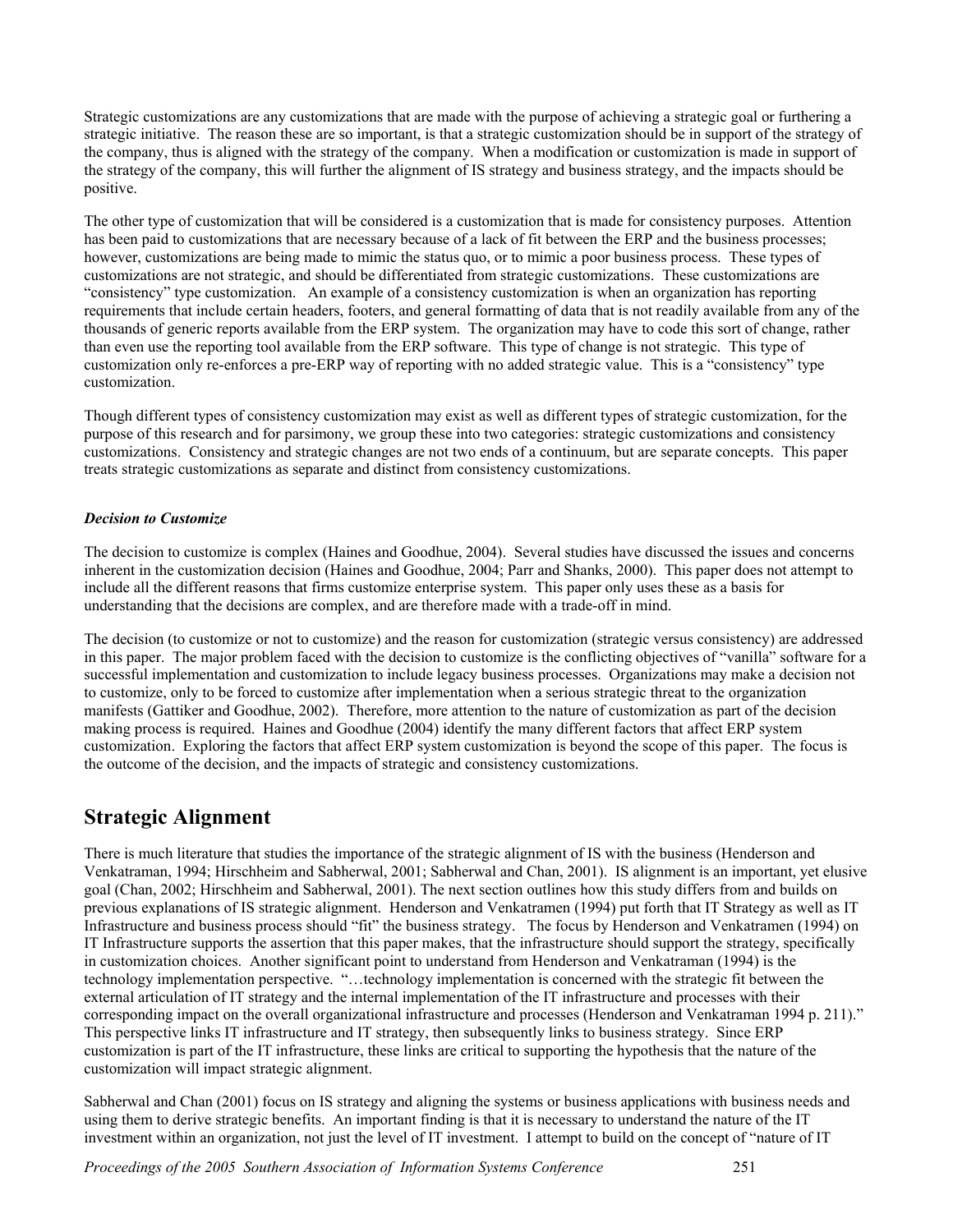Strategic customizations are any customizations that are made with the purpose of achieving a strategic goal or furthering a strategic initiative. The reason these are so important, is that a strategic customization should be in support of the strategy of the company, thus is aligned with the strategy of the company. When a modification or customization is made in support of the strategy of the company, this will further the alignment of IS strategy and business strategy, and the impacts should be positive.

The other type of customization that will be considered is a customization that is made for consistency purposes. Attention has been paid to customizations that are necessary because of a lack of fit between the ERP and the business processes; however, customizations are being made to mimic the status quo, or to mimic a poor business process. These types of customizations are not strategic, and should be differentiated from strategic customizations. These customizations are "consistency" type customization. An example of a consistency customization is when an organization has reporting requirements that include certain headers, footers, and general formatting of data that is not readily available from any of the thousands of generic reports available from the ERP system. The organization may have to code this sort of change, rather than even use the reporting tool available from the ERP software. This type of change is not strategic. This type of customization only re-enforces a pre-ERP way of reporting with no added strategic value. This is a "consistency" type customization.

Though different types of consistency customization may exist as well as different types of strategic customization, for the purpose of this research and for parsimony, we group these into two categories: strategic customizations and consistency customizations. Consistency and strategic changes are not two ends of a continuum, but are separate concepts. This paper treats strategic customizations as separate and distinct from consistency customizations.

### *Decision to Customize*

The decision to customize is complex (Haines and Goodhue, 2004). Several studies have discussed the issues and concerns inherent in the customization decision (Haines and Goodhue, 2004; Parr and Shanks, 2000). This paper does not attempt to include all the different reasons that firms customize enterprise system. This paper only uses these as a basis for understanding that the decisions are complex, and are therefore made with a trade-off in mind.

The decision (to customize or not to customize) and the reason for customization (strategic versus consistency) are addressed in this paper. The major problem faced with the decision to customize is the conflicting objectives of "vanilla" software for a successful implementation and customization to include legacy business processes. Organizations may make a decision not to customize, only to be forced to customize after implementation when a serious strategic threat to the organization manifests (Gattiker and Goodhue, 2002). Therefore, more attention to the nature of customization as part of the decision making process is required. Haines and Goodhue (2004) identify the many different factors that affect ERP system customization. Exploring the factors that affect ERP system customization is beyond the scope of this paper. The focus is the outcome of the decision, and the impacts of strategic and consistency customizations.

## Strategic Alignment

There is much literature that studies the importance of the strategic alignment of IS with the business (Henderson and Venkatraman, 1994; Hirschheim and Sabherwal, 2001; Sabherwal and Chan, 2001). IS alignment is an important, yet elusive goal (Chan, 2002; Hirschheim and Sabherwal, 2001). The next section outlines how this study differs from and builds on previous explanations of IS strategic alignment. Henderson and Venkatramen (1994) put forth that IT Strategy as well as IT Infrastructure and business process should "fit" the business strategy. The focus by Henderson and Venkatramen (1994) on IT Infrastructure supports the assertion that this paper makes, that the infrastructure should support the strategy, specifically in customization choices. Another significant point to understand from Henderson and Venkatraman (1994) is the technology implementation perspective. "…technology implementation is concerned with the strategic fit between the external articulation of IT strategy and the internal implementation of the IT infrastructure and processes with their corresponding impact on the overall organizational infrastructure and processes (Henderson and Venkatraman 1994 p. 211)." This perspective links IT infrastructure and IT strategy, then subsequently links to business strategy. Since ERP customization is part of the IT infrastructure, these links are critical to supporting the hypothesis that the nature of the customization will impact strategic alignment.

Sabherwal and Chan (2001) focus on IS strategy and aligning the systems or business applications with business needs and using them to derive strategic benefits. An important finding is that it is necessary to understand the nature of the IT investment within an organization, not just the level of IT investment. I attempt to build on the concept of "nature of IT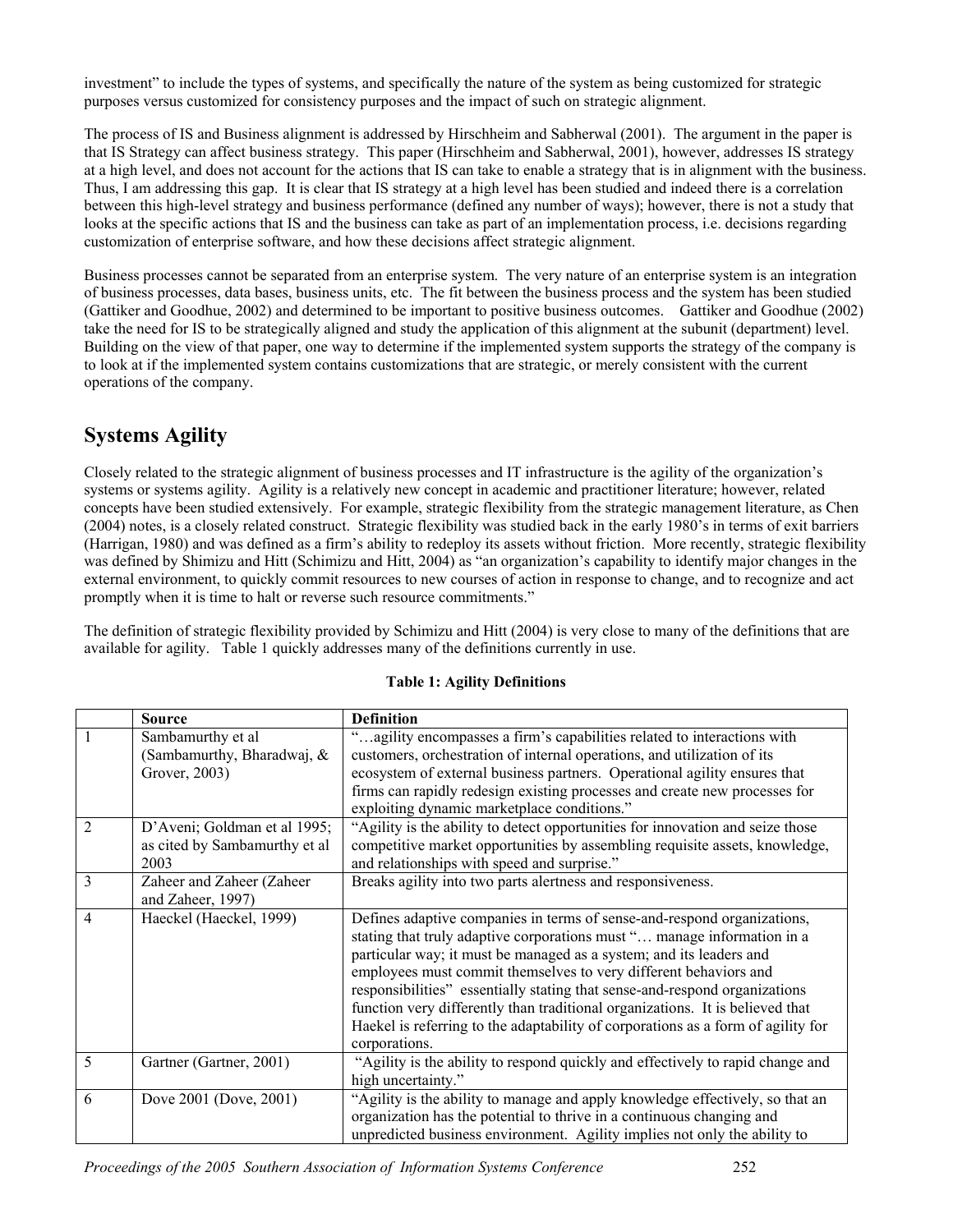investment" to include the types of systems, and specifically the nature of the system as being customized for strategic purposes versus customized for consistency purposes and the impact of such on strategic alignment.

The process of IS and Business alignment is addressed by Hirschheim and Sabherwal (2001). The argument in the paper is that IS Strategy can affect business strategy. This paper (Hirschheim and Sabherwal, 2001), however, addresses IS strategy at a high level, and does not account for the actions that IS can take to enable a strategy that is in alignment with the business. Thus, I am addressing this gap. It is clear that IS strategy at a high level has been studied and indeed there is a correlation between this high-level strategy and business performance (defined any number of ways); however, there is not a study that looks at the specific actions that IS and the business can take as part of an implementation process, i.e. decisions regarding customization of enterprise software, and how these decisions affect strategic alignment.

Business processes cannot be separated from an enterprise system. The very nature of an enterprise system is an integration of business processes, data bases, business units, etc. The fit between the business process and the system has been studied (Gattiker and Goodhue, 2002) and determined to be important to positive business outcomes. Gattiker and Goodhue (2002) take the need for IS to be strategically aligned and study the application of this alignment at the subunit (department) level. Building on the view of that paper, one way to determine if the implemented system supports the strategy of the company is to look at if the implemented system contains customizations that are strategic, or merely consistent with the current operations of the company.

## Systems Agility

Closely related to the strategic alignment of business processes and IT infrastructure is the agility of the organization's systems or systems agility. Agility is a relatively new concept in academic and practitioner literature; however, related concepts have been studied extensively. For example, strategic flexibility from the strategic management literature, as Chen (2004) notes, is a closely related construct. Strategic flexibility was studied back in the early 1980's in terms of exit barriers (Harrigan, 1980) and was defined as a firm's ability to redeploy its assets without friction. More recently, strategic flexibility was defined by Shimizu and Hitt (Schimizu and Hitt, 2004) as "an organization's capability to identify major changes in the external environment, to quickly commit resources to new courses of action in response to change, and to recognize and act promptly when it is time to halt or reverse such resource commitments."

The definition of strategic flexibility provided by Schimizu and Hitt (2004) is very close to many of the definitions that are available for agility. Table 1 quickly addresses many of the definitions currently in use.

**Table 1: Agility Definitions**

| | Source | Definition |
|---|---|---|
| 1 | Sambamurthy et al (Sambamurthy, Bharadwaj, & Grover, 2003) | "…agility encompasses a firm's capabilities related to interactions with customers, orchestration of internal operations, and utilization of its ecosystem of external business partners. Operational agility ensures that firms can rapidly redesign existing processes and create new processes for exploiting dynamic marketplace conditions." |
| 2 | D'Aveni; Goldman et al 1995; as cited by Sambamurthy et al 2003 | "Agility is the ability to detect opportunities for innovation and seize those competitive market opportunities by assembling requisite assets, knowledge, and relationships with speed and surprise." |
| 3 | Zaheer and Zaheer (Zaheer and Zaheer, 1997) | Breaks agility into two parts alertness and responsiveness. |
| 4 | Haeckel (Haeckel, 1999) | Defines adaptive companies in terms of sense-and-respond organizations, stating that truly adaptive corporations must "… manage information in a particular way; it must be managed as a system; and its leaders and employees must commit themselves to very different behaviors and responsibilities" essentially stating that sense-and-respond organizations function very differently than traditional organizations. It is believed that Haekel is referring to the adaptability of corporations as a form of agility for corporations. |
| 5 | Gartner (Gartner, 2001) | "Agility is the ability to respond quickly and effectively to rapid change and high uncertainty." |
| 6 | Dove 2001 (Dove, 2001) | "Agility is the ability to manage and apply knowledge effectively, so that an organization has the potential to thrive in a continuous changing and unpredicted business environment. Agility implies not only the ability to |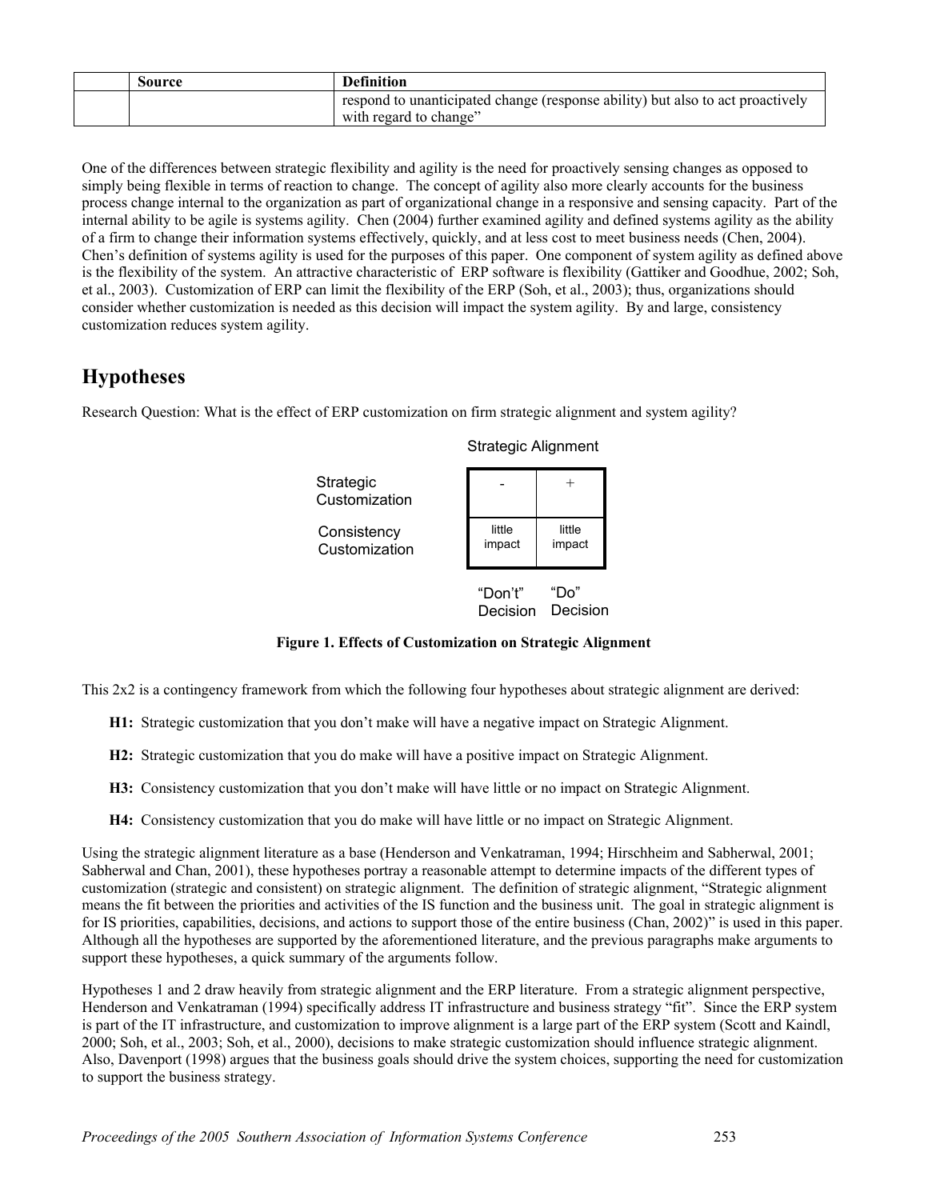| | Source | Definition |
|---|---|---|
| | | respond to unanticipated change (response ability) but also to act proactively with regard to change" |

One of the differences between strategic flexibility and agility is the need for proactively sensing changes as opposed to simply being flexible in terms of reaction to change. The concept of agility also more clearly accounts for the business process change internal to the organization as part of organizational change in a responsive and sensing capacity. Part of the internal ability to be agile is systems agility. Chen (2004) further examined agility and defined systems agility as the ability of a firm to change their information systems effectively, quickly, and at less cost to meet business needs (Chen, 2004). Chen's definition of systems agility is used for the purposes of this paper. One component of system agility as defined above is the flexibility of the system. An attractive characteristic of ERP software is flexibility (Gattiker and Goodhue, 2002; Soh, et al., 2003). Customization of ERP can limit the flexibility of the ERP (Soh, et al., 2003); thus, organizations should consider whether customization is needed as this decision will impact the system agility. By and large, consistency customization reduces system agility.

## Hypotheses

Research Question: What is the effect of ERP customization on firm strategic alignment and system agility?

Strategic Alignment

| | "Don't" Decision | "Do" Decision |
|---|---|---|
| Strategic Customization | - | + |
| Consistency Customization | little impact | little impact |

**Figure 1. Effects of Customization on Strategic Alignment**

This 2x2 is a contingency framework from which the following four hypotheses about strategic alignment are derived:

- **H1:** Strategic customization that you don't make will have a negative impact on Strategic Alignment.
- **H2:** Strategic customization that you do make will have a positive impact on Strategic Alignment.
- **H3:** Consistency customization that you don't make will have little or no impact on Strategic Alignment.
- **H4:** Consistency customization that you do make will have little or no impact on Strategic Alignment.

Using the strategic alignment literature as a base (Henderson and Venkatraman, 1994; Hirschheim and Sabherwal, 2001; Sabherwal and Chan, 2001), these hypotheses portray a reasonable attempt to determine impacts of the different types of customization (strategic and consistent) on strategic alignment. The definition of strategic alignment, "Strategic alignment means the fit between the priorities and activities of the IS function and the business unit. The goal in strategic alignment is for IS priorities, capabilities, decisions, and actions to support those of the entire business (Chan, 2002)" is used in this paper. Although all the hypotheses are supported by the aforementioned literature, and the previous paragraphs make arguments to support these hypotheses, a quick summary of the arguments follow.

Hypotheses 1 and 2 draw heavily from strategic alignment and the ERP literature. From a strategic alignment perspective, Henderson and Venkatraman (1994) specifically address IT infrastructure and business strategy "fit". Since the ERP system is part of the IT infrastructure, and customization to improve alignment is a large part of the ERP system (Scott and Kaindl, 2000; Soh, et al., 2003; Soh, et al., 2000), decisions to make strategic customization should influence strategic alignment. Also, Davenport (1998) argues that the business goals should drive the system choices, supporting the need for customization to support the business strategy.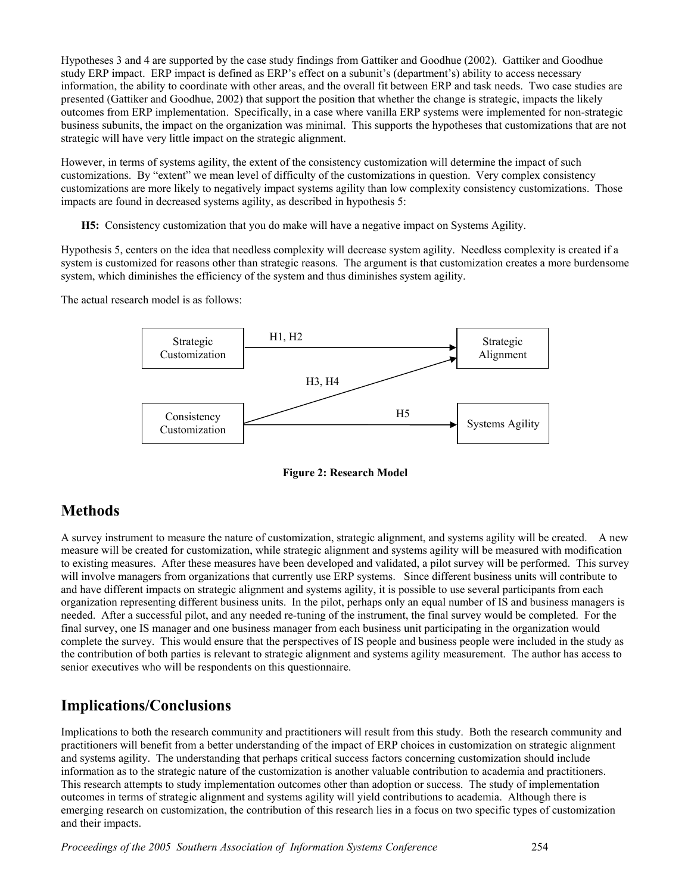Hypotheses 3 and 4 are supported by the case study findings from Gattiker and Goodhue (2002). Gattiker and Goodhue study ERP impact. ERP impact is defined as ERP's effect on a subunit's (department's) ability to access necessary information, the ability to coordinate with other areas, and the overall fit between ERP and task needs. Two case studies are presented (Gattiker and Goodhue, 2002) that support the position that whether the change is strategic, impacts the likely outcomes from ERP implementation. Specifically, in a case where vanilla ERP systems were implemented for non-strategic business subunits, the impact on the organization was minimal. This supports the hypotheses that customizations that are not strategic will have very little impact on the strategic alignment.

However, in terms of systems agility, the extent of the consistency customization will determine the impact of such customizations. By "extent" we mean level of difficulty of the customizations in question. Very complex consistency customizations are more likely to negatively impact systems agility than low complexity consistency customizations. Those impacts are found in decreased systems agility, as described in hypothesis 5:

**H5:** Consistency customization that you do make will have a negative impact on Systems Agility.

Hypothesis 5, centers on the idea that needless complexity will decrease system agility. Needless complexity is created if a system is customized for reasons other than strategic reasons. The argument is that customization creates a more burdensome system, which diminishes the efficiency of the system and thus diminishes system agility.

The actual research model is as follows:

Strategic Customization → (H1, H2) → Strategic Alignment

Consistency Customization → (H3, H4) → Strategic Alignment

Consistency Customization → (H5) → Systems Agility

**Figure 2: Research Model**

## Methods

A survey instrument to measure the nature of customization, strategic alignment, and systems agility will be created. A new measure will be created for customization, while strategic alignment and systems agility will be measured with modification to existing measures. After these measures have been developed and validated, a pilot survey will be performed. This survey will involve managers from organizations that currently use ERP systems. Since different business units will contribute to and have different impacts on strategic alignment and systems agility, it is possible to use several participants from each organization representing different business units. In the pilot, perhaps only an equal number of IS and business managers is needed. After a successful pilot, and any needed re-tuning of the instrument, the final survey would be completed. For the final survey, one IS manager and one business manager from each business unit participating in the organization would complete the survey. This would ensure that the perspectives of IS people and business people were included in the study as the contribution of both parties is relevant to strategic alignment and systems agility measurement. The author has access to senior executives who will be respondents on this questionnaire.

## Implications/Conclusions

Implications to both the research community and practitioners will result from this study. Both the research community and practitioners will benefit from a better understanding of the impact of ERP choices in customization on strategic alignment and systems agility. The understanding that perhaps critical success factors concerning customization should include information as to the strategic nature of the customization is another valuable contribution to academia and practitioners. This research attempts to study implementation outcomes other than adoption or success. The study of implementation outcomes in terms of strategic alignment and systems agility will yield contributions to academia. Although there is emerging research on customization, the contribution of this research lies in a focus on two specific types of customization and their impacts.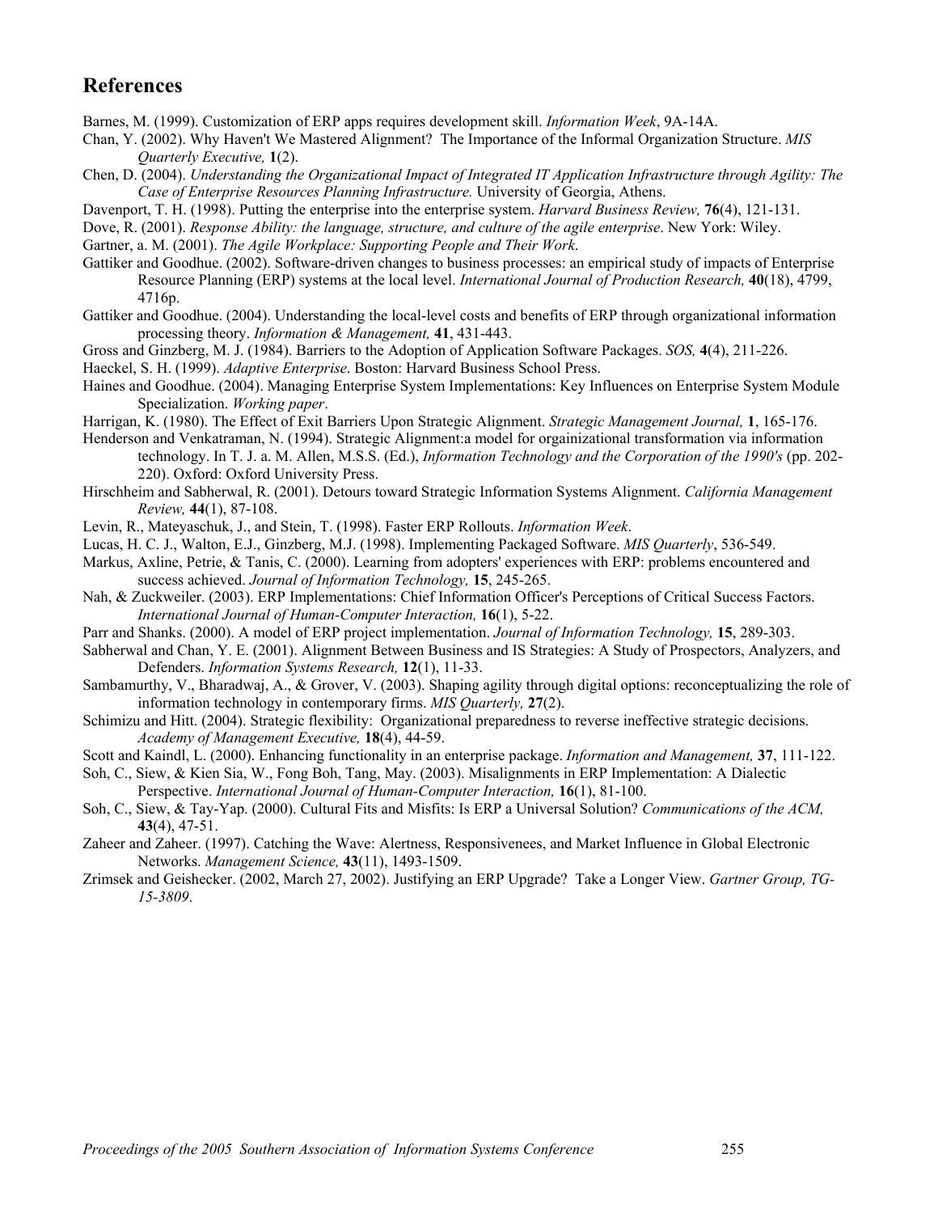## References

Barnes, M. (1999). Customization of ERP apps requires development skill. *Information Week*, 9A-14A.

Chan, Y. (2002). Why Haven't We Mastered Alignment? The Importance of the Informal Organization Structure. *MIS Quarterly Executive,* **1**(2).

Chen, D. (2004). *Understanding the Organizational Impact of Integrated IT Application Infrastructure through Agility: The Case of Enterprise Resources Planning Infrastructure.* University of Georgia, Athens.

Davenport, T. H. (1998). Putting the enterprise into the enterprise system. *Harvard Business Review,* **76**(4), 121-131.

Dove, R. (2001). *Response Ability: the language, structure, and culture of the agile enterprise*. New York: Wiley.

Gartner, a. M. (2001). *The Agile Workplace: Supporting People and Their Work*.

Gattiker and Goodhue. (2002). Software-driven changes to business processes: an empirical study of impacts of Enterprise Resource Planning (ERP) systems at the local level. *International Journal of Production Research,* **40**(18), 4799, 4716p.

Gattiker and Goodhue. (2004). Understanding the local-level costs and benefits of ERP through organizational information processing theory. *Information & Management,* **41**, 431-443.

Gross and Ginzberg, M. J. (1984). Barriers to the Adoption of Application Software Packages. *SOS,* **4**(4), 211-226.

Haeckel, S. H. (1999). *Adaptive Enterprise*. Boston: Harvard Business School Press.

Haines and Goodhue. (2004). Managing Enterprise System Implementations: Key Influences on Enterprise System Module Specialization. *Working paper*.

Harrigan, K. (1980). The Effect of Exit Barriers Upon Strategic Alignment. *Strategic Management Journal,* **1**, 165-176.

Henderson and Venkatraman, N. (1994). Strategic Alignment:a model for orgainizational transformation via information technology. In T. J. a. M. Allen, M.S.S. (Ed.), *Information Technology and the Corporation of the 1990's* (pp. 202-220). Oxford: Oxford University Press.

Hirschheim and Sabherwal, R. (2001). Detours toward Strategic Information Systems Alignment. *California Management Review,* **44**(1), 87-108.

Levin, R., Mateyaschuk, J., and Stein, T. (1998). Faster ERP Rollouts. *Information Week*.

Lucas, H. C. J., Walton, E.J., Ginzberg, M.J. (1998). Implementing Packaged Software. *MIS Quarterly*, 536-549.

Markus, Axline, Petrie, & Tanis, C. (2000). Learning from adopters' experiences with ERP: problems encountered and success achieved. *Journal of Information Technology,* **15**, 245-265.

Nah, & Zuckweiler. (2003). ERP Implementations: Chief Information Officer's Perceptions of Critical Success Factors. *International Journal of Human-Computer Interaction,* **16**(1), 5-22.

Parr and Shanks. (2000). A model of ERP project implementation. *Journal of Information Technology,* **15**, 289-303.

Sabherwal and Chan, Y. E. (2001). Alignment Between Business and IS Strategies: A Study of Prospectors, Analyzers, and Defenders. *Information Systems Research,* **12**(1), 11-33.

Sambamurthy, V., Bharadwaj, A., & Grover, V. (2003). Shaping agility through digital options: reconceptualizing the role of information technology in contemporary firms. *MIS Quarterly,* **27**(2).

Schimizu and Hitt. (2004). Strategic flexibility: Organizational preparedness to reverse ineffective strategic decisions. *Academy of Management Executive,* **18**(4), 44-59.

Scott and Kaindl, L. (2000). Enhancing functionality in an enterprise package. *Information and Management,* **37**, 111-122.

Soh, C., Siew, & Kien Sia, W., Fong Boh, Tang, May. (2003). Misalignments in ERP Implementation: A Dialectic Perspective. *International Journal of Human-Computer Interaction,* **16**(1), 81-100.

Soh, C., Siew, & Tay-Yap. (2000). Cultural Fits and Misfits: Is ERP a Universal Solution? *Communications of the ACM,* **43**(4), 47-51.

Zaheer and Zaheer. (1997). Catching the Wave: Alertness, Responsivenees, and Market Influence in Global Electronic Networks. *Management Science,* **43**(11), 1493-1509.

Zrimsek and Geishecker. (2002, March 27, 2002). Justifying an ERP Upgrade? Take a Longer View. *Gartner Group, TG-15-3809*.